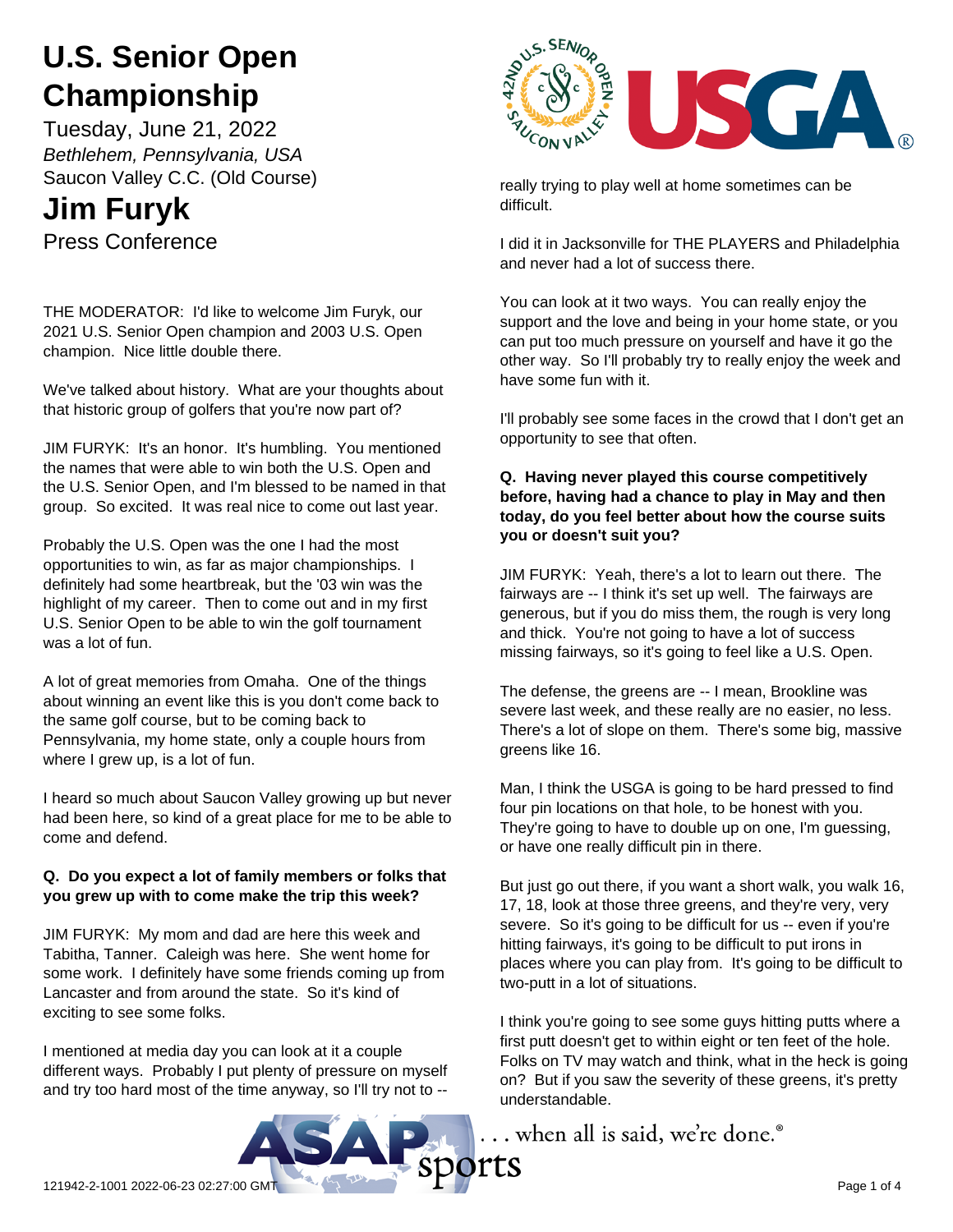# U.S. Senior Open Championship

Tuesday, June 21, 2022

*Bethlehem, Pennsylvania, USA*

Saucon Valley C.C. (Old Course)

# Jim Furyk

Press Conference

THE MODERATOR: I'd like to welcome Jim Furyk, our 2021 U.S. Senior Open champion and 2003 U.S. Open champion. Nice little double there.

We've talked about history. What are your thoughts about that historic group of golfers that you're now part of?

JIM FURYK: It's an honor. It's humbling. You mentioned the names that were able to win both the U.S. Open and the U.S. Senior Open, and I'm blessed to be named in that group. So excited. It was real nice to come out last year.

Probably the U.S. Open was the one I had the most opportunities to win, as far as major championships. I definitely had some heartbreak, but the '03 win was the highlight of my career. Then to come out and in my first U.S. Senior Open to be able to win the golf tournament was a lot of fun.

A lot of great memories from Omaha. One of the things about winning an event like this is you don't come back to the same golf course, but to be coming back to Pennsylvania, my home state, only a couple hours from where I grew up, is a lot of fun.

I heard so much about Saucon Valley growing up but never had been here, so kind of a great place for me to be able to come and defend.

**Q. Do you expect a lot of family members or folks that you grew up with to come make the trip this week?**

JIM FURYK: My mom and dad are here this week and Tabitha, Tanner. Caleigh was here. She went home for some work. I definitely have some friends coming up from Lancaster and from around the state. So it's kind of exciting to see some folks.

I mentioned at media day you can look at it a couple different ways. Probably I put plenty of pressure on myself and try too hard most of the time anyway, so I'll try not to -- really trying to play well at home sometimes can be difficult.

I did it in Jacksonville for THE PLAYERS and Philadelphia and never had a lot of success there.

You can look at it two ways. You can really enjoy the support and the love and being in your home state, or you can put too much pressure on yourself and have it go the other way. So I'll probably try to really enjoy the week and have some fun with it.

I'll probably see some faces in the crowd that I don't get an opportunity to see that often.

**Q. Having never played this course competitively before, having had a chance to play in May and then today, do you feel better about how the course suits you or doesn't suit you?**

JIM FURYK: Yeah, there's a lot to learn out there. The fairways are -- I think it's set up well. The fairways are generous, but if you do miss them, the rough is very long and thick. You're not going to have a lot of success missing fairways, so it's going to feel like a U.S. Open.

The defense, the greens are -- I mean, Brookline was severe last week, and these really are no easier, no less. There's a lot of slope on them. There's some big, massive greens like 16.

Man, I think the USGA is going to be hard pressed to find four pin locations on that hole, to be honest with you. They're going to have to double up on one, I'm guessing, or have one really difficult pin in there.

But just go out there, if you want a short walk, you walk 16, 17, 18, look at those three greens, and they're very, very severe. So it's going to be difficult for us -- even if you're hitting fairways, it's going to be difficult to put irons in places where you can play from. It's going to be difficult to two-putt in a lot of situations.

I think you're going to see some guys hitting putts where a first putt doesn't get to within eight or ten feet of the hole. Folks on TV may watch and think, what in the heck is going on? But if you saw the severity of these greens, it's pretty understandable.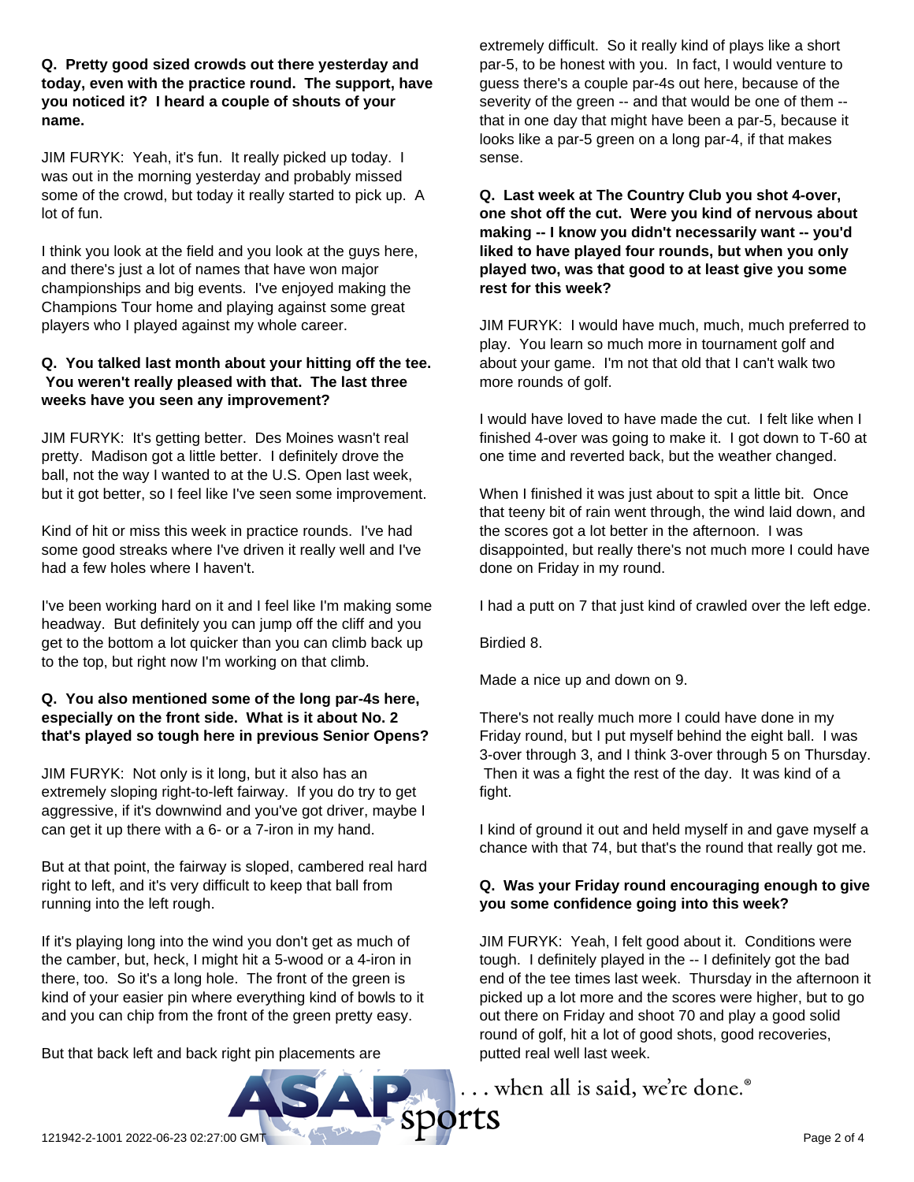**Q. Pretty good sized crowds out there yesterday and today, even with the practice round. The support, have you noticed it? I heard a couple of shouts of your name.**

JIM FURYK: Yeah, it's fun. It really picked up today. I was out in the morning yesterday and probably missed some of the crowd, but today it really started to pick up. A lot of fun.

I think you look at the field and you look at the guys here, and there's just a lot of names that have won major championships and big events. I've enjoyed making the Champions Tour home and playing against some great players who I played against my whole career.

**Q. You talked last month about your hitting off the tee. You weren't really pleased with that. The last three weeks have you seen any improvement?**

JIM FURYK: It's getting better. Des Moines wasn't real pretty. Madison got a little better. I definitely drove the ball, not the way I wanted to at the U.S. Open last week, but it got better, so I feel like I've seen some improvement.

Kind of hit or miss this week in practice rounds. I've had some good streaks where I've driven it really well and I've had a few holes where I haven't.

I've been working hard on it and I feel like I'm making some headway. But definitely you can jump off the cliff and you get to the bottom a lot quicker than you can climb back up to the top, but right now I'm working on that climb.

**Q. You also mentioned some of the long par-4s here, especially on the front side. What is it about No. 2 that's played so tough here in previous Senior Opens?**

JIM FURYK: Not only is it long, but it also has an extremely sloping right-to-left fairway. If you do try to get aggressive, if it's downwind and you've got driver, maybe I can get it up there with a 6- or a 7-iron in my hand.

But at that point, the fairway is sloped, cambered real hard right to left, and it's very difficult to keep that ball from running into the left rough.

If it's playing long into the wind you don't get as much of the camber, but, heck, I might hit a 5-wood or a 4-iron in there, too. So it's a long hole. The front of the green is kind of your easier pin where everything kind of bowls to it and you can chip from the front of the green pretty easy.

But that back left and back right pin placements are extremely difficult. So it really kind of plays like a short par-5, to be honest with you. In fact, I would venture to guess there's a couple par-4s out here, because of the severity of the green -- and that would be one of them -- that in one day that might have been a par-5, because it looks like a par-5 green on a long par-4, if that makes sense.

**Q. Last week at The Country Club you shot 4-over, one shot off the cut. Were you kind of nervous about making -- I know you didn't necessarily want -- you'd liked to have played four rounds, but when you only played two, was that good to at least give you some rest for this week?**

JIM FURYK: I would have much, much, much preferred to play. You learn so much more in tournament golf and about your game. I'm not that old that I can't walk two more rounds of golf.

I would have loved to have made the cut. I felt like when I finished 4-over was going to make it. I got down to T-60 at one time and reverted back, but the weather changed.

When I finished it was just about to spit a little bit. Once that teeny bit of rain went through, the wind laid down, and the scores got a lot better in the afternoon. I was disappointed, but really there's not much more I could have done on Friday in my round.

I had a putt on 7 that just kind of crawled over the left edge.

Birdied 8.

Made a nice up and down on 9.

There's not really much more I could have done in my Friday round, but I put myself behind the eight ball. I was 3-over through 3, and I think 3-over through 5 on Thursday. Then it was a fight the rest of the day. It was kind of a fight.

I kind of ground it out and held myself in and gave myself a chance with that 74, but that's the round that really got me.

**Q. Was your Friday round encouraging enough to give you some confidence going into this week?**

JIM FURYK: Yeah, I felt good about it. Conditions were tough. I definitely played in the -- I definitely got the bad end of the tee times last week. Thursday in the afternoon it picked up a lot more and the scores were higher, but to go out there on Friday and shoot 70 and play a good solid round of golf, hit a lot of good shots, good recoveries, putted real well last week.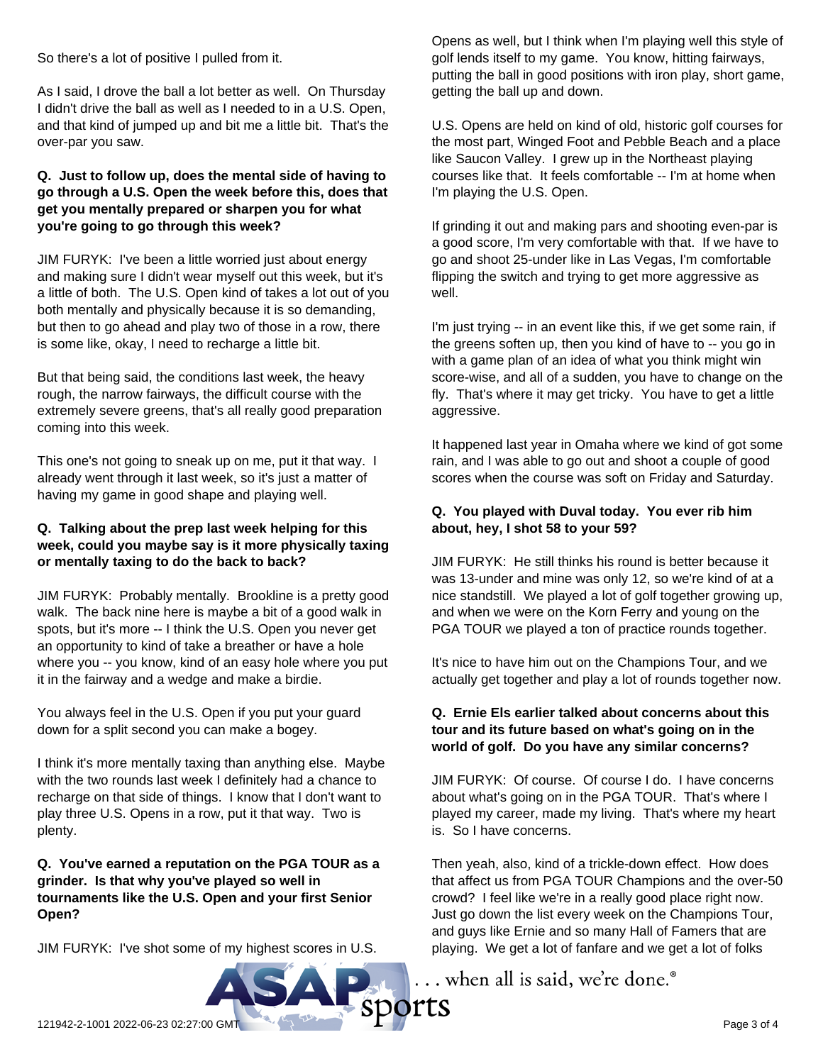So there's a lot of positive I pulled from it.

As I said, I drove the ball a lot better as well. On Thursday I didn't drive the ball as well as I needed to in a U.S. Open, and that kind of jumped up and bit me a little bit. That's the over-par you saw.

**Q. Just to follow up, does the mental side of having to go through a U.S. Open the week before this, does that get you mentally prepared or sharpen you for what you're going to go through this week?**

JIM FURYK: I've been a little worried just about energy and making sure I didn't wear myself out this week, but it's a little of both. The U.S. Open kind of takes a lot out of you both mentally and physically because it is so demanding, but then to go ahead and play two of those in a row, there is some like, okay, I need to recharge a little bit.

But that being said, the conditions last week, the heavy rough, the narrow fairways, the difficult course with the extremely severe greens, that's all really good preparation coming into this week.

This one's not going to sneak up on me, put it that way. I already went through it last week, so it's just a matter of having my game in good shape and playing well.

**Q. Talking about the prep last week helping for this week, could you maybe say is it more physically taxing or mentally taxing to do the back to back?**

JIM FURYK: Probably mentally. Brookline is a pretty good walk. The back nine here is maybe a bit of a good walk in spots, but it's more -- I think the U.S. Open you never get an opportunity to kind of take a breather or have a hole where you -- you know, kind of an easy hole where you put it in the fairway and a wedge and make a birdie.

You always feel in the U.S. Open if you put your guard down for a split second you can make a bogey.

I think it's more mentally taxing than anything else. Maybe with the two rounds last week I definitely had a chance to recharge on that side of things. I know that I don't want to play three U.S. Opens in a row, put it that way. Two is plenty.

**Q. You've earned a reputation on the PGA TOUR as a grinder. Is that why you've played so well in tournaments like the U.S. Open and your first Senior Open?**

JIM FURYK: I've shot some of my highest scores in U.S. Opens as well, but I think when I'm playing well this style of golf lends itself to my game. You know, hitting fairways, putting the ball in good positions with iron play, short game, getting the ball up and down.

U.S. Opens are held on kind of old, historic golf courses for the most part, Winged Foot and Pebble Beach and a place like Saucon Valley. I grew up in the Northeast playing courses like that. It feels comfortable -- I'm at home when I'm playing the U.S. Open.

If grinding it out and making pars and shooting even-par is a good score, I'm very comfortable with that. If we have to go and shoot 25-under like in Las Vegas, I'm comfortable flipping the switch and trying to get more aggressive as well.

I'm just trying -- in an event like this, if we get some rain, if the greens soften up, then you kind of have to -- you go in with a game plan of an idea of what you think might win score-wise, and all of a sudden, you have to change on the fly. That's where it may get tricky. You have to get a little aggressive.

It happened last year in Omaha where we kind of got some rain, and I was able to go out and shoot a couple of good scores when the course was soft on Friday and Saturday.

**Q. You played with Duval today. You ever rib him about, hey, I shot 58 to your 59?**

JIM FURYK: He still thinks his round is better because it was 13-under and mine was only 12, so we're kind of at a nice standstill. We played a lot of golf together growing up, and when we were on the Korn Ferry and young on the PGA TOUR we played a ton of practice rounds together.

It's nice to have him out on the Champions Tour, and we actually get together and play a lot of rounds together now.

**Q. Ernie Els earlier talked about concerns about this tour and its future based on what's going on in the world of golf. Do you have any similar concerns?**

JIM FURYK: Of course. Of course I do. I have concerns about what's going on in the PGA TOUR. That's where I played my career, made my living. That's where my heart is. So I have concerns.

Then yeah, also, kind of a trickle-down effect. How does that affect us from PGA TOUR Champions and the over-50 crowd? I feel like we're in a really good place right now. Just go down the list every week on the Champions Tour, and guys like Ernie and so many Hall of Famers that are playing. We get a lot of fanfare and we get a lot of folks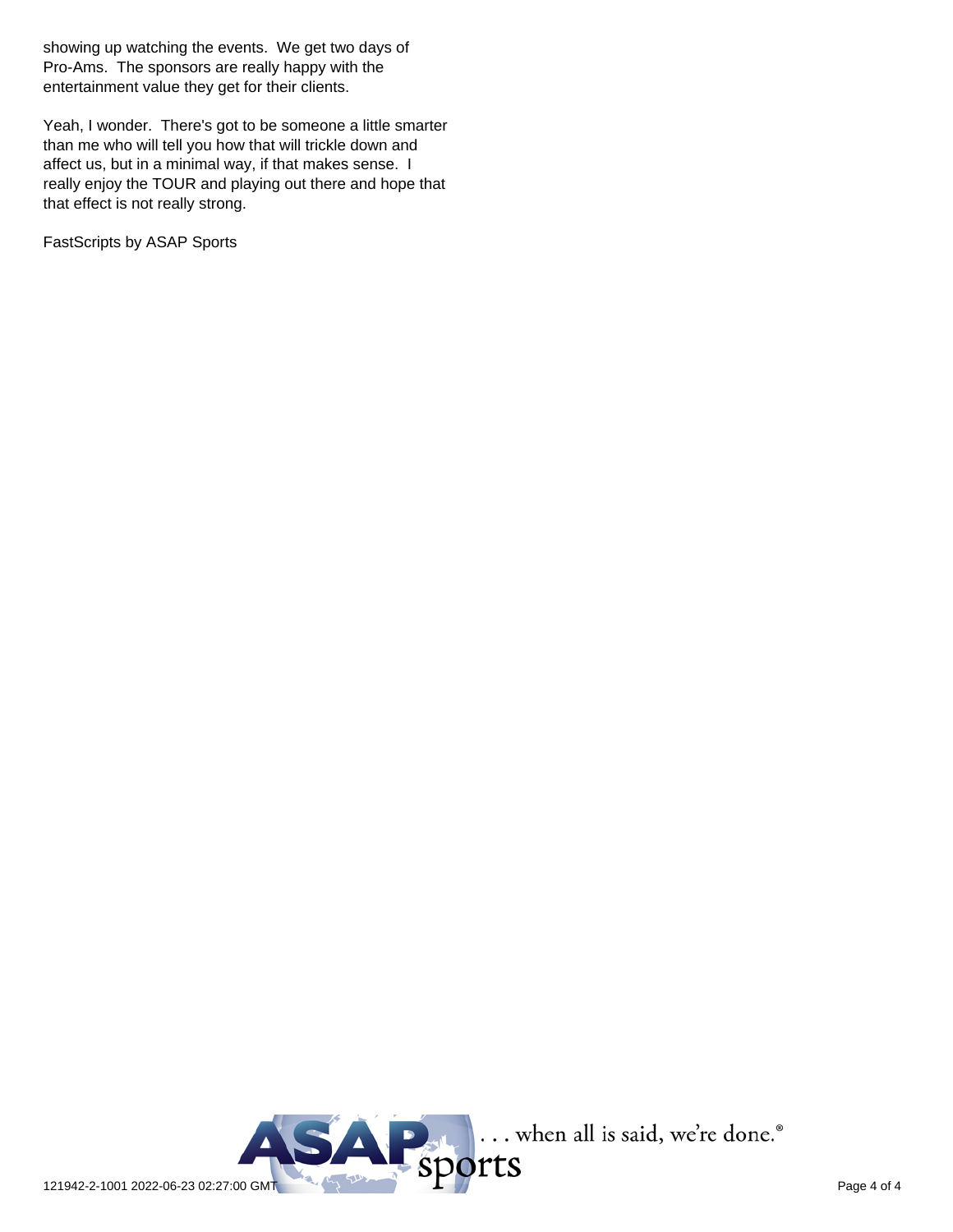showing up watching the events. We get two days of Pro-Ams. The sponsors are really happy with the entertainment value they get for their clients.

Yeah, I wonder. There's got to be someone a little smarter than me who will tell you how that will trickle down and affect us, but in a minimal way, if that makes sense. I really enjoy the TOUR and playing out there and hope that that effect is not really strong.

FastScripts by ASAP Sports